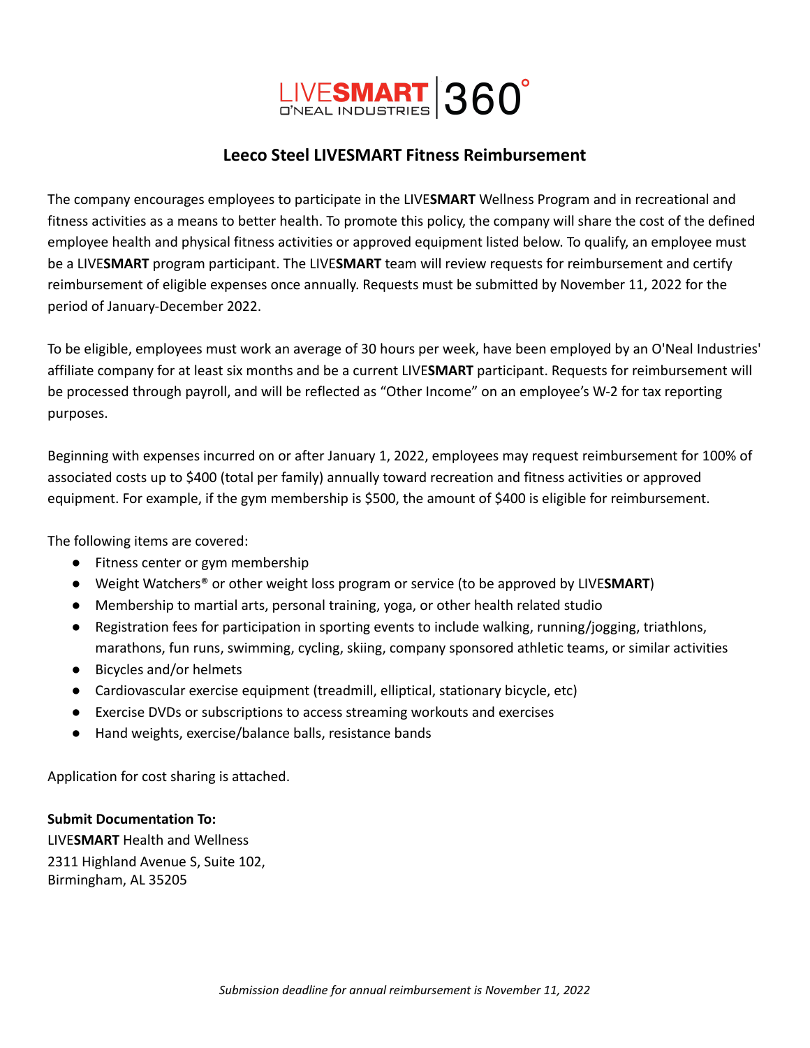LIVESMART | 360°
O'NEAL INDUSTRIES

# Leeco Steel LIVESMART Fitness Reimbursement

The company encourages employees to participate in the LIVE**SMART** Wellness Program and in recreational and fitness activities as a means to better health. To promote this policy, the company will share the cost of the defined employee health and physical fitness activities or approved equipment listed below. To qualify, an employee must be a LIVE**SMART** program participant. The LIVE**SMART** team will review requests for reimbursement and certify reimbursement of eligible expenses once annually. Requests must be submitted by November 11, 2022 for the period of January-December 2022.

To be eligible, employees must work an average of 30 hours per week, have been employed by an O'Neal Industries' affiliate company for at least six months and be a current LIVE**SMART** participant. Requests for reimbursement will be processed through payroll, and will be reflected as "Other Income" on an employee's W-2 for tax reporting purposes.

Beginning with expenses incurred on or after January 1, 2022, employees may request reimbursement for 100% of associated costs up to $400 (total per family) annually toward recreation and fitness activities or approved equipment. For example, if the gym membership is $500, the amount of $400 is eligible for reimbursement.

The following items are covered:

- Fitness center or gym membership
- Weight Watchers® or other weight loss program or service (to be approved by LIVE**SMART**)
- Membership to martial arts, personal training, yoga, or other health related studio
- Registration fees for participation in sporting events to include walking, running/jogging, triathlons, marathons, fun runs, swimming, cycling, skiing, company sponsored athletic teams, or similar activities
- Bicycles and/or helmets
- Cardiovascular exercise equipment (treadmill, elliptical, stationary bicycle, etc)
- Exercise DVDs or subscriptions to access streaming workouts and exercises
- Hand weights, exercise/balance balls, resistance bands

Application for cost sharing is attached.

**Submit Documentation To:**
LIVE**SMART** Health and Wellness
2311 Highland Avenue S, Suite 102,
Birmingham, AL 35205

*Submission deadline for annual reimbursement is November 11, 2022*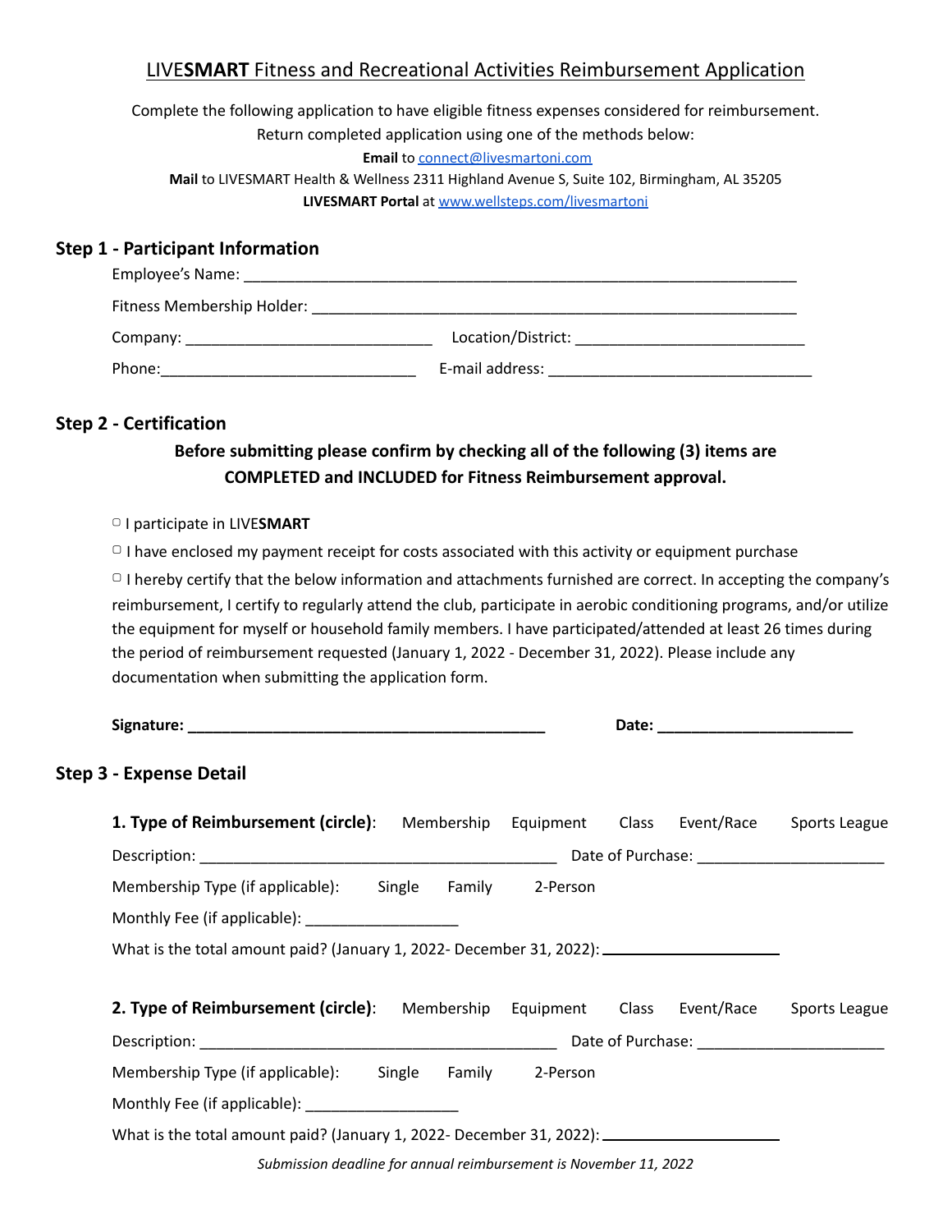# LIVE**SMART** Fitness and Recreational Activities Reimbursement Application

Complete the following application to have eligible fitness expenses considered for reimbursement.
Return completed application using one of the methods below:

**Email** to [connect@livesmartoni.com](mailto:connect@livesmartoni.com)

**Mail** to LIVESMART Health & Wellness 2311 Highland Avenue S, Suite 102, Birmingham, AL 35205

**LIVESMART Portal** at [www.wellsteps.com/livesmartoni](http://www.wellsteps.com/livesmartoni)

## Step 1 - Participant Information

Employee's Name: ____________________________________________________________

Fitness Membership Holder: ____________________________________________________

Company: ___________________________ Location/District: ___________________________

Phone:_____________________________ E-mail address: _______________________________

## Step 2 - Certification

**Before submitting please confirm by checking all of the following (3) items are COMPLETED and INCLUDED for Fitness Reimbursement approval.**

- ▢ I participate in LIVE**SMART**
- ▢ I have enclosed my payment receipt for costs associated with this activity or equipment purchase
- ▢ I hereby certify that the below information and attachments furnished are correct. In accepting the company's reimbursement, I certify to regularly attend the club, participate in aerobic conditioning programs, and/or utilize the equipment for myself or household family members. I have participated/attended at least 26 times during the period of reimbursement requested (January 1, 2022 - December 31, 2022). Please include any documentation when submitting the application form.

**Signature: ___________________________________________** **Date: _______________________**

## Step 3 - Expense Detail

**1. Type of Reimbursement (circle)**: Membership Equipment Class Event/Race Sports League

Description: __________________________________________ Date of Purchase: ______________________

Membership Type (if applicable): Single Family 2-Person

Monthly Fee (if applicable): __________________

What is the total amount paid? (January 1, 2022- December 31, 2022): ____________________

**2. Type of Reimbursement (circle)**: Membership Equipment Class Event/Race Sports League

Description: __________________________________________ Date of Purchase: ______________________

Membership Type (if applicable): Single Family 2-Person

Monthly Fee (if applicable): __________________

What is the total amount paid? (January 1, 2022- December 31, 2022): ____________________

*Submission deadline for annual reimbursement is November 11, 2022*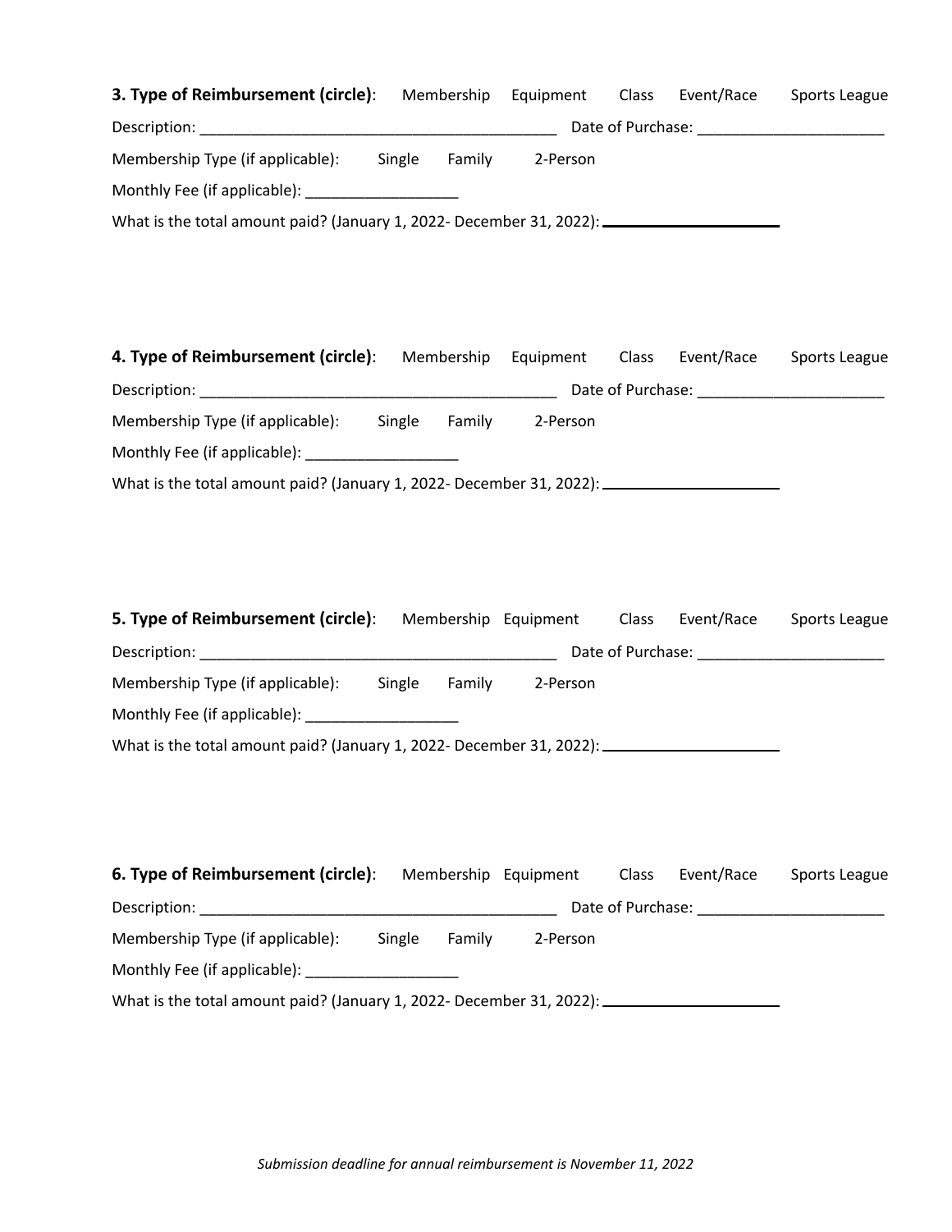**3. Type of Reimbursement (circle)**: Membership Equipment Class Event/Race Sports League

Description: ________________________________________ Date of Purchase: ____________________

Membership Type (if applicable): Single Family 2-Person

Monthly Fee (if applicable): ________________

What is the total amount paid? (January 1, 2022- December 31, 2022): ____________________

**4. Type of Reimbursement (circle)**: Membership Equipment Class Event/Race Sports League

Description: ________________________________________ Date of Purchase: ____________________

Membership Type (if applicable): Single Family 2-Person

Monthly Fee (if applicable): ________________

What is the total amount paid? (January 1, 2022- December 31, 2022): ____________________

**5. Type of Reimbursement (circle)**: Membership Equipment Class Event/Race Sports League

Description: ________________________________________ Date of Purchase: ____________________

Membership Type (if applicable): Single Family 2-Person

Monthly Fee (if applicable): ________________

What is the total amount paid? (January 1, 2022- December 31, 2022): ____________________

**6. Type of Reimbursement (circle)**: Membership Equipment Class Event/Race Sports League

Description: ________________________________________ Date of Purchase: ____________________

Membership Type (if applicable): Single Family 2-Person

Monthly Fee (if applicable): ________________

What is the total amount paid? (January 1, 2022- December 31, 2022): ____________________

*Submission deadline for annual reimbursement is November 11, 2022*